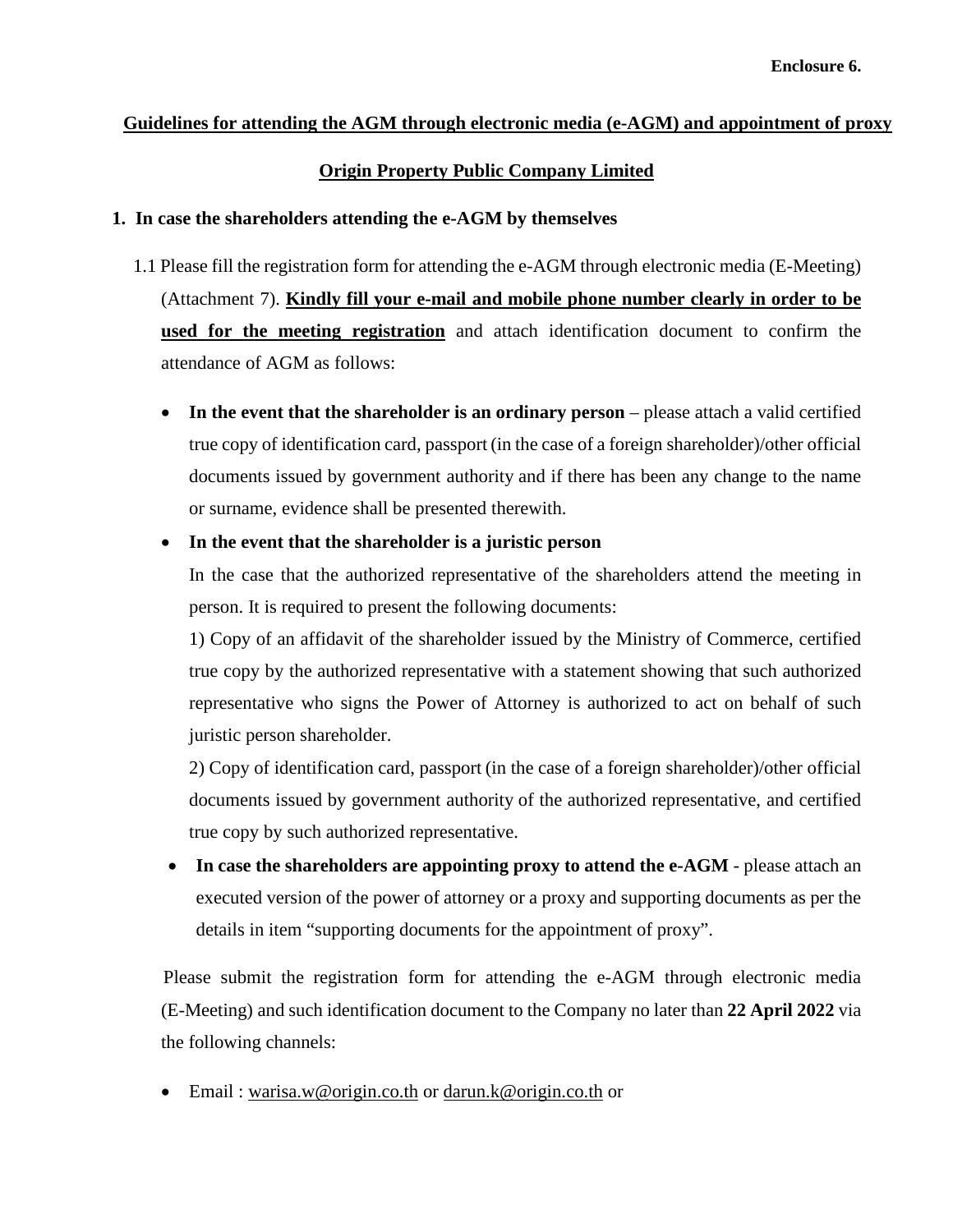**Enclosure 6.**

**Guidelines for attending the AGM through electronic media (e-AGM) and appointment of proxy**

**Origin Property Public Company Limited**

**1. In case the shareholders attending the e-AGM by themselves**

1.1 Please fill the registration form for attending the e-AGM through electronic media (E-Meeting) (Attachment 7). **Kindly fill your e-mail and mobile phone number clearly in order to be used for the meeting registration** and attach identification document to confirm the attendance of AGM as follows:

- **In the event that the shareholder is an ordinary person** – please attach a valid certified true copy of identification card, passport (in the case of a foreign shareholder)/other official documents issued by government authority and if there has been any change to the name or surname, evidence shall be presented therewith.
- **In the event that the shareholder is a juristic person**

  In the case that the authorized representative of the shareholders attend the meeting in person. It is required to present the following documents:

  1) Copy of an affidavit of the shareholder issued by the Ministry of Commerce, certified true copy by the authorized representative with a statement showing that such authorized representative who signs the Power of Attorney is authorized to act on behalf of such juristic person shareholder.

  2) Copy of identification card, passport (in the case of a foreign shareholder)/other official documents issued by government authority of the authorized representative, and certified true copy by such authorized representative.
- **In case the shareholders are appointing proxy to attend the e-AGM** - please attach an executed version of the power of attorney or a proxy and supporting documents as per the details in item "supporting documents for the appointment of proxy".

Please submit the registration form for attending the e-AGM through electronic media (E-Meeting) and such identification document to the Company no later than **22 April 2022** via the following channels:

- Email : warisa.w@origin.co.th or darun.k@origin.co.th or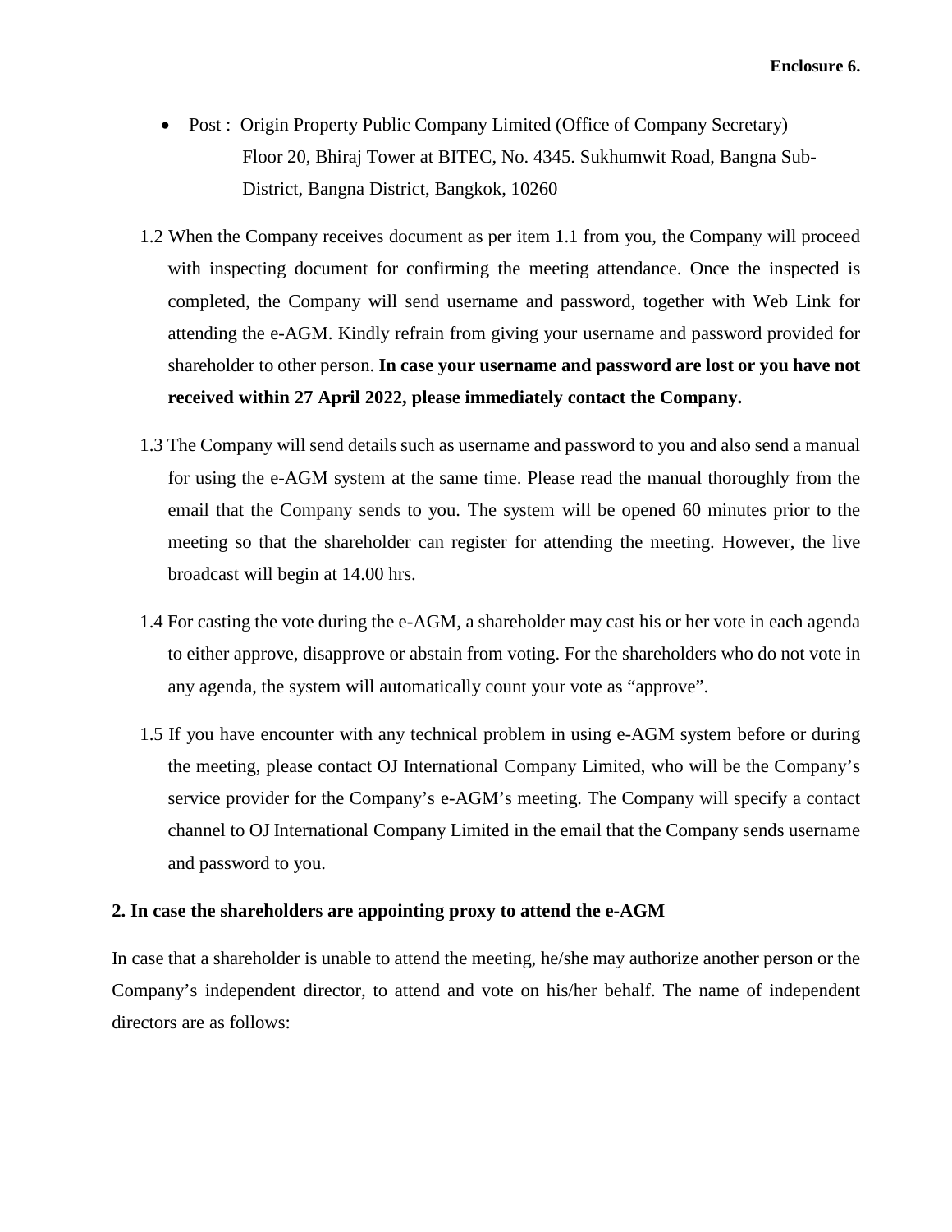- Post : Origin Property Public Company Limited (Office of Company Secretary)
  Floor 20, Bhiraj Tower at BITEC, No. 4345. Sukhumwit Road, Bangna Sub-District, Bangna District, Bangkok, 10260

1.2 When the Company receives document as per item 1.1 from you, the Company will proceed with inspecting document for confirming the meeting attendance. Once the inspected is completed, the Company will send username and password, together with Web Link for attending the e-AGM. Kindly refrain from giving your username and password provided for shareholder to other person. **In case your username and password are lost or you have not received within 27 April 2022, please immediately contact the Company.**

1.3 The Company will send details such as username and password to you and also send a manual for using the e-AGM system at the same time. Please read the manual thoroughly from the email that the Company sends to you. The system will be opened 60 minutes prior to the meeting so that the shareholder can register for attending the meeting. However, the live broadcast will begin at 14.00 hrs.

1.4 For casting the vote during the e-AGM, a shareholder may cast his or her vote in each agenda to either approve, disapprove or abstain from voting. For the shareholders who do not vote in any agenda, the system will automatically count your vote as "approve".

1.5 If you have encounter with any technical problem in using e-AGM system before or during the meeting, please contact OJ International Company Limited, who will be the Company's service provider for the Company's e-AGM's meeting. The Company will specify a contact channel to OJ International Company Limited in the email that the Company sends username and password to you.

**2. In case the shareholders are appointing proxy to attend the e-AGM**

In case that a shareholder is unable to attend the meeting, he/she may authorize another person or the Company's independent director, to attend and vote on his/her behalf. The name of independent directors are as follows: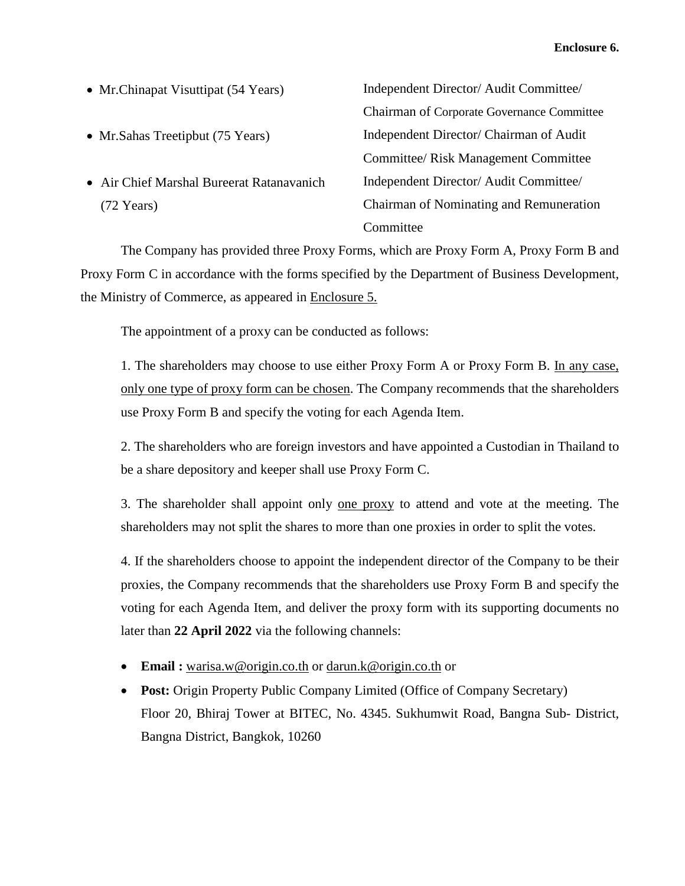**Enclosure 6.**

| | |
|---|---|
| • Mr.Chinapat Visuttipat (54 Years) | Independent Director/ Audit Committee/ Chairman of Corporate Governance Committee |
| • Mr.Sahas Treetipbut (75 Years) | Independent Director/ Chairman of Audit Committee/ Risk Management Committee |
| • Air Chief Marshal Bureerat Ratanavanich (72 Years) | Independent Director/ Audit Committee/ Chairman of Nominating and Remuneration Committee |

The Company has provided three Proxy Forms, which are Proxy Form A, Proxy Form B and Proxy Form C in accordance with the forms specified by the Department of Business Development, the Ministry of Commerce, as appeared in Enclosure 5.

The appointment of a proxy can be conducted as follows:

1. The shareholders may choose to use either Proxy Form A or Proxy Form B. In any case, only one type of proxy form can be chosen. The Company recommends that the shareholders use Proxy Form B and specify the voting for each Agenda Item.

2. The shareholders who are foreign investors and have appointed a Custodian in Thailand to be a share depository and keeper shall use Proxy Form C.

3. The shareholder shall appoint only one proxy to attend and vote at the meeting. The shareholders may not split the shares to more than one proxies in order to split the votes.

4. If the shareholders choose to appoint the independent director of the Company to be their proxies, the Company recommends that the shareholders use Proxy Form B and specify the voting for each Agenda Item, and deliver the proxy form with its supporting documents no later than **22 April 2022** via the following channels:

- **Email :** warisa.w@origin.co.th or darun.k@origin.co.th or
- **Post:** Origin Property Public Company Limited (Office of Company Secretary) Floor 20, Bhiraj Tower at BITEC, No. 4345. Sukhumwit Road, Bangna Sub- District, Bangna District, Bangkok, 10260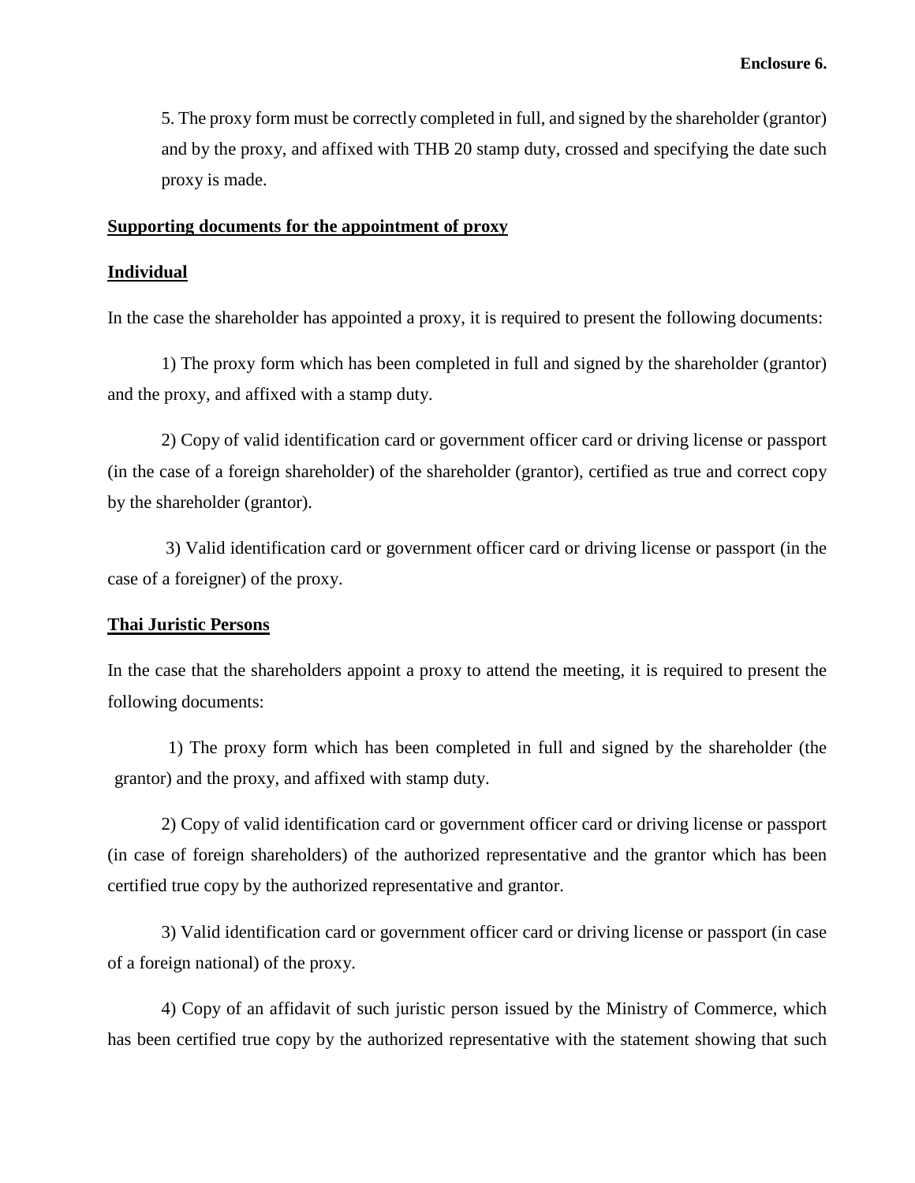**Enclosure 6.**

5. The proxy form must be correctly completed in full, and signed by the shareholder (grantor) and by the proxy, and affixed with THB 20 stamp duty, crossed and specifying the date such proxy is made.

**Supporting documents for the appointment of proxy**

**Individual**

In the case the shareholder has appointed a proxy, it is required to present the following documents:

1) The proxy form which has been completed in full and signed by the shareholder (grantor) and the proxy, and affixed with a stamp duty.

2) Copy of valid identification card or government officer card or driving license or passport (in the case of a foreign shareholder) of the shareholder (grantor), certified as true and correct copy by the shareholder (grantor).

3) Valid identification card or government officer card or driving license or passport (in the case of a foreigner) of the proxy.

**Thai Juristic Persons**

In the case that the shareholders appoint a proxy to attend the meeting, it is required to present the following documents:

1) The proxy form which has been completed in full and signed by the shareholder (the grantor) and the proxy, and affixed with stamp duty.

2) Copy of valid identification card or government officer card or driving license or passport (in case of foreign shareholders) of the authorized representative and the grantor which has been certified true copy by the authorized representative and grantor.

3) Valid identification card or government officer card or driving license or passport (in case of a foreign national) of the proxy.

4) Copy of an affidavit of such juristic person issued by the Ministry of Commerce, which has been certified true copy by the authorized representative with the statement showing that such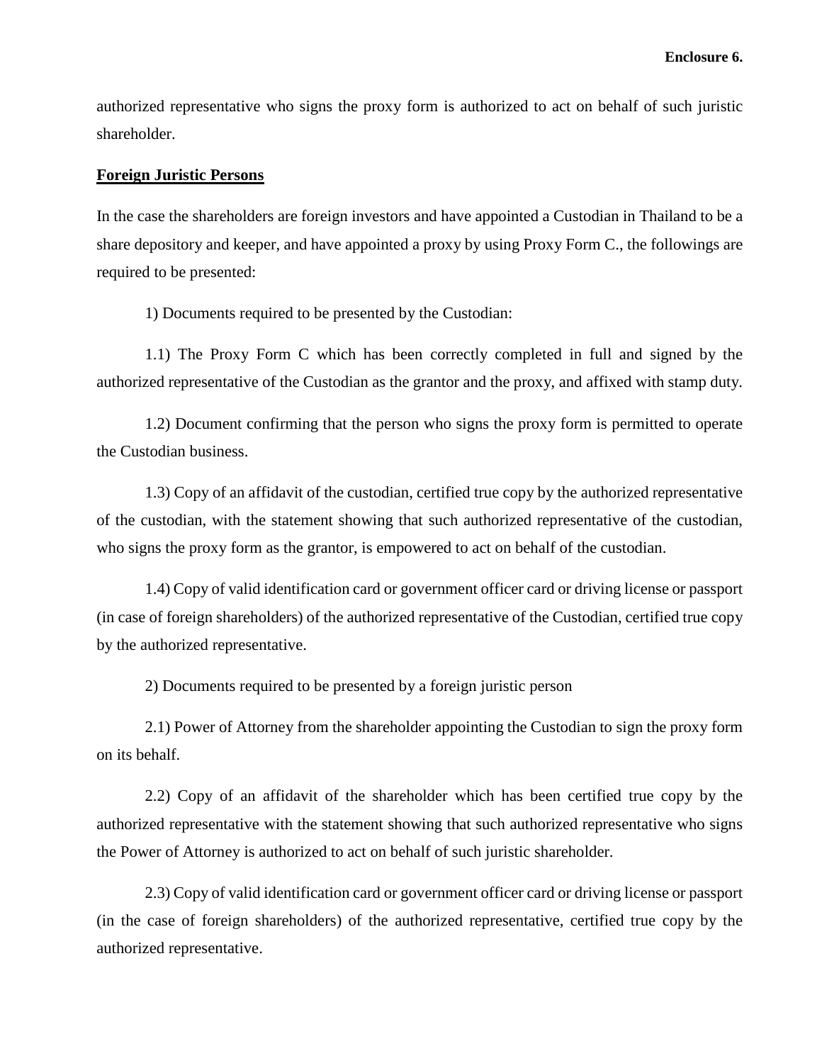authorized representative who signs the proxy form is authorized to act on behalf of such juristic shareholder.

**Foreign Juristic Persons**

In the case the shareholders are foreign investors and have appointed a Custodian in Thailand to be a share depository and keeper, and have appointed a proxy by using Proxy Form C., the followings are required to be presented:

1) Documents required to be presented by the Custodian:

1.1) The Proxy Form C which has been correctly completed in full and signed by the authorized representative of the Custodian as the grantor and the proxy, and affixed with stamp duty.

1.2) Document confirming that the person who signs the proxy form is permitted to operate the Custodian business.

1.3) Copy of an affidavit of the custodian, certified true copy by the authorized representative of the custodian, with the statement showing that such authorized representative of the custodian, who signs the proxy form as the grantor, is empowered to act on behalf of the custodian.

1.4) Copy of valid identification card or government officer card or driving license or passport (in case of foreign shareholders) of the authorized representative of the Custodian, certified true copy by the authorized representative.

2) Documents required to be presented by a foreign juristic person

2.1) Power of Attorney from the shareholder appointing the Custodian to sign the proxy form on its behalf.

2.2) Copy of an affidavit of the shareholder which has been certified true copy by the authorized representative with the statement showing that such authorized representative who signs the Power of Attorney is authorized to act on behalf of such juristic shareholder.

2.3) Copy of valid identification card or government officer card or driving license or passport (in the case of foreign shareholders) of the authorized representative, certified true copy by the authorized representative.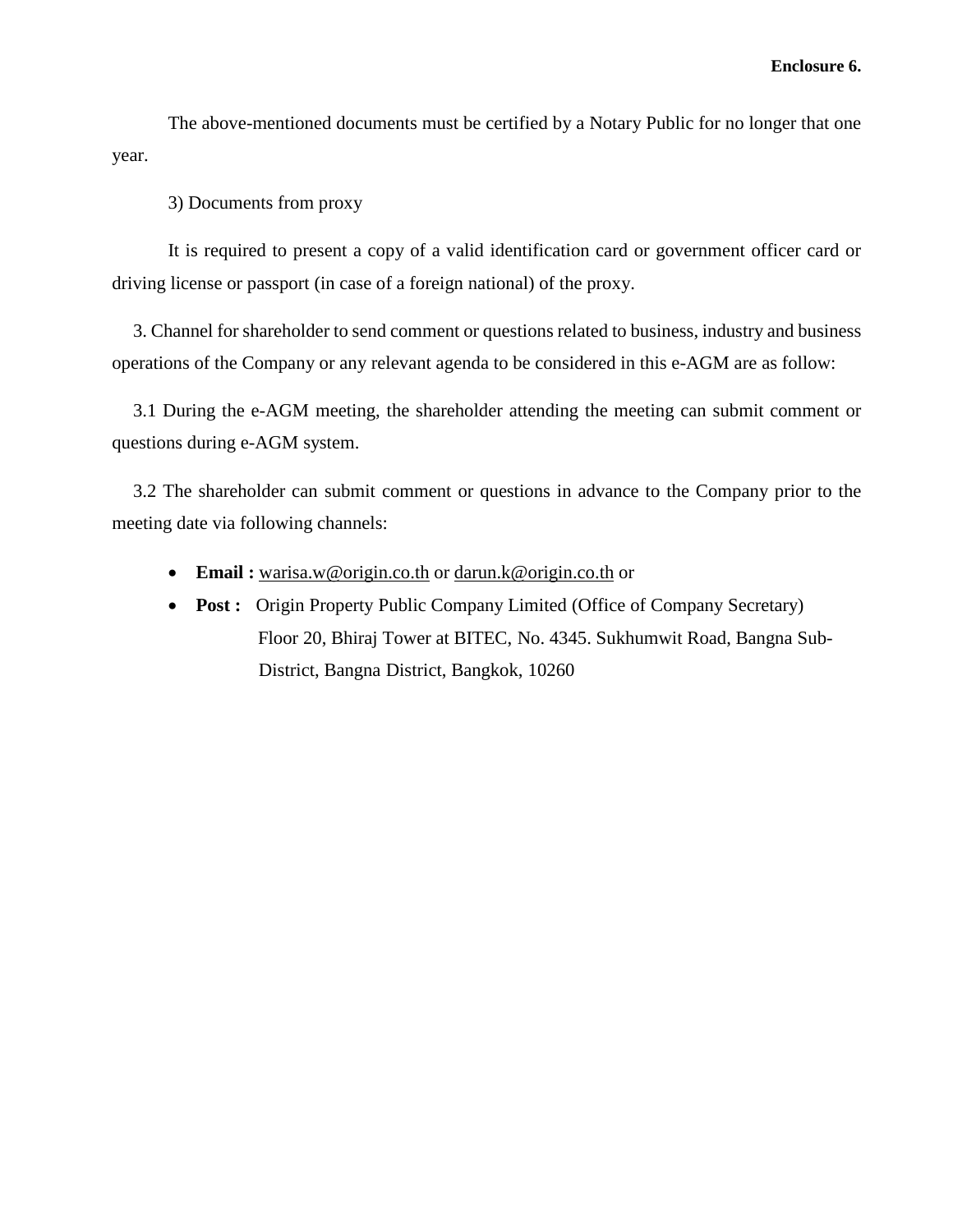**Enclosure 6.**

The above-mentioned documents must be certified by a Notary Public for no longer that one year.

3) Documents from proxy

It is required to present a copy of a valid identification card or government officer card or driving license or passport (in case of a foreign national) of the proxy.

3. Channel for shareholder to send comment or questions related to business, industry and business operations of the Company or any relevant agenda to be considered in this e-AGM are as follow:

3.1 During the e-AGM meeting, the shareholder attending the meeting can submit comment or questions during e-AGM system.

3.2 The shareholder can submit comment or questions in advance to the Company prior to the meeting date via following channels:

- **Email :** warisa.w@origin.co.th or darun.k@origin.co.th or
- **Post :** Origin Property Public Company Limited (Office of Company Secretary) Floor 20, Bhiraj Tower at BITEC, No. 4345. Sukhumwit Road, Bangna Sub-District, Bangna District, Bangkok, 10260